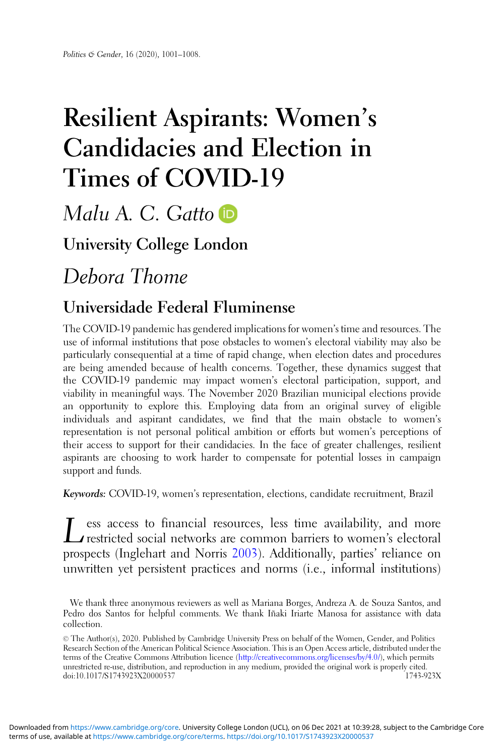# Resilient Aspirants: Women's Candidacies and Election in Times of COVID-19

*Malu A. C. Gatto*

**University College London**

*Debora Thome*

**Universidade Federal Fluminense**

The COVID-19 pandemic has gendered implications for women's time and resources. The use of informal institutions that pose obstacles to women's electoral viability may also be particularly consequential at a time of rapid change, when election dates and procedures are being amended because of health concerns. Together, these dynamics suggest that the COVID-19 pandemic may impact women's electoral participation, support, and viability in meaningful ways. The November 2020 Brazilian municipal elections provide an opportunity to explore this. Employing data from an original survey of eligible individuals and aspirant candidates, we find that the main obstacle to women's representation is not personal political ambition or efforts but women's perceptions of their access to support for their candidacies. In the face of greater challenges, resilient aspirants are choosing to work harder to compensate for potential losses in campaign support and funds.

***Keywords:*** COVID-19, women's representation, elections, candidate recruitment, Brazil

Less access to financial resources, less time availability, and more restricted social networks are common barriers to women's electoral prospects (Inglehart and Norris 2003). Additionally, parties' reliance on unwritten yet persistent practices and norms (i.e., informal institutions)

We thank three anonymous reviewers as well as Mariana Borges, Andreza A. de Souza Santos, and Pedro dos Santos for helpful comments. We thank Iñaki Iriarte Manosa for assistance with data collection.

© The Author(s), 2020. Published by Cambridge University Press on behalf of the Women, Gender, and Politics Research Section of the American Political Science Association. This is an Open Access article, distributed under the terms of the Creative Commons Attribution licence (http://creativecommons.org/licenses/by/4.0/), which permits unrestricted re-use, distribution, and reproduction in any medium, provided the original work is properly cited.
doi:10.1017/S1743923X20000537 1743-923X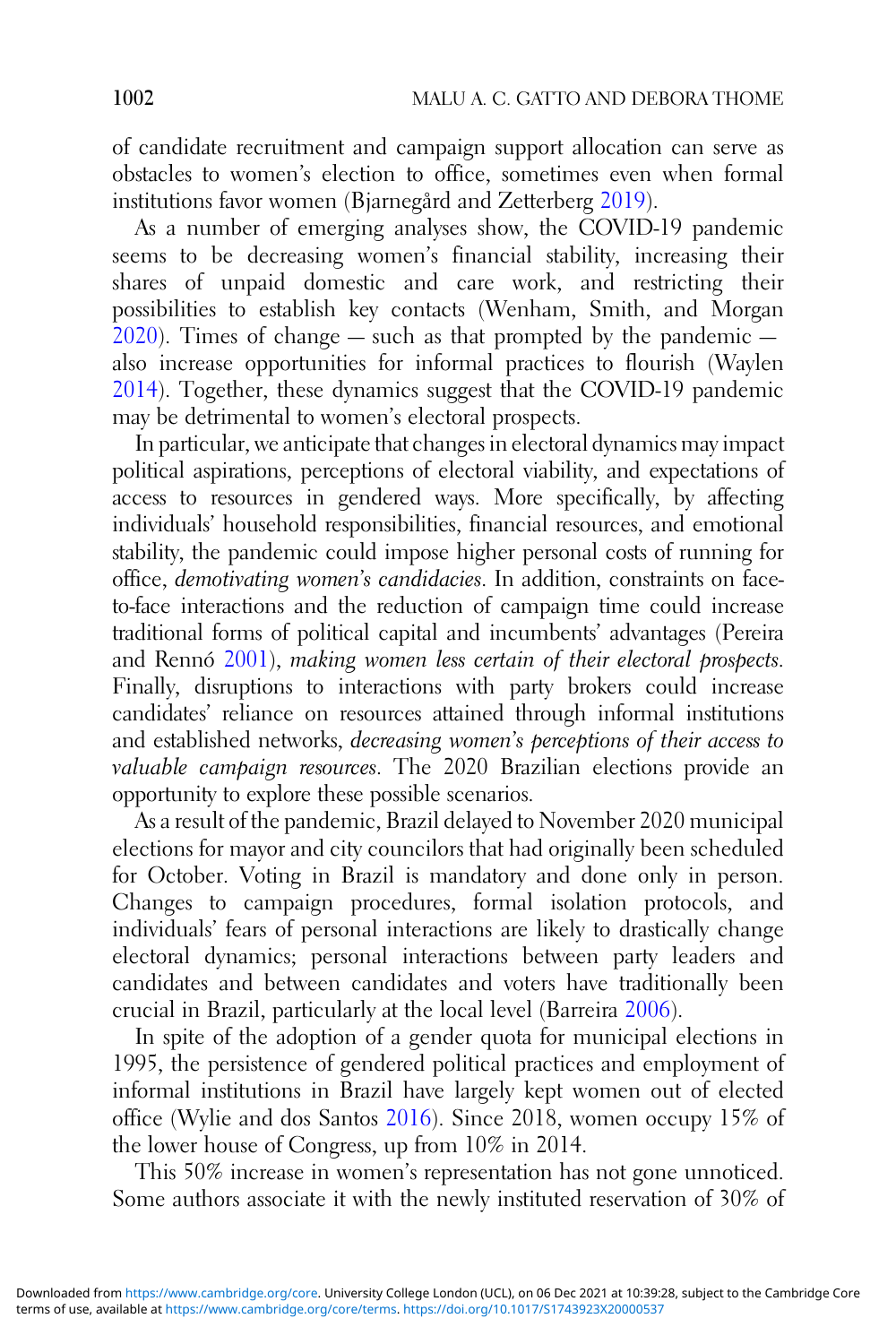of candidate recruitment and campaign support allocation can serve as obstacles to women's election to office, sometimes even when formal institutions favor women (Bjarnegård and Zetterberg 2019).

As a number of emerging analyses show, the COVID-19 pandemic seems to be decreasing women's financial stability, increasing their shares of unpaid domestic and care work, and restricting their possibilities to establish key contacts (Wenham, Smith, and Morgan 2020). Times of change — such as that prompted by the pandemic — also increase opportunities for informal practices to flourish (Waylen 2014). Together, these dynamics suggest that the COVID-19 pandemic may be detrimental to women's electoral prospects.

In particular, we anticipate that changes in electoral dynamics may impact political aspirations, perceptions of electoral viability, and expectations of access to resources in gendered ways. More specifically, by affecting individuals' household responsibilities, financial resources, and emotional stability, the pandemic could impose higher personal costs of running for office, *demotivating women's candidacies*. In addition, constraints on face-to-face interactions and the reduction of campaign time could increase traditional forms of political capital and incumbents' advantages (Pereira and Rennó 2001), *making women less certain of their electoral prospects*. Finally, disruptions to interactions with party brokers could increase candidates' reliance on resources attained through informal institutions and established networks, *decreasing women's perceptions of their access to valuable campaign resources*. The 2020 Brazilian elections provide an opportunity to explore these possible scenarios.

As a result of the pandemic, Brazil delayed to November 2020 municipal elections for mayor and city councilors that had originally been scheduled for October. Voting in Brazil is mandatory and done only in person. Changes to campaign procedures, formal isolation protocols, and individuals' fears of personal interactions are likely to drastically change electoral dynamics; personal interactions between party leaders and candidates and between candidates and voters have traditionally been crucial in Brazil, particularly at the local level (Barreira 2006).

In spite of the adoption of a gender quota for municipal elections in 1995, the persistence of gendered political practices and employment of informal institutions in Brazil have largely kept women out of elected office (Wylie and dos Santos 2016). Since 2018, women occupy 15% of the lower house of Congress, up from 10% in 2014.

This 50% increase in women's representation has not gone unnoticed. Some authors associate it with the newly instituted reservation of 30% of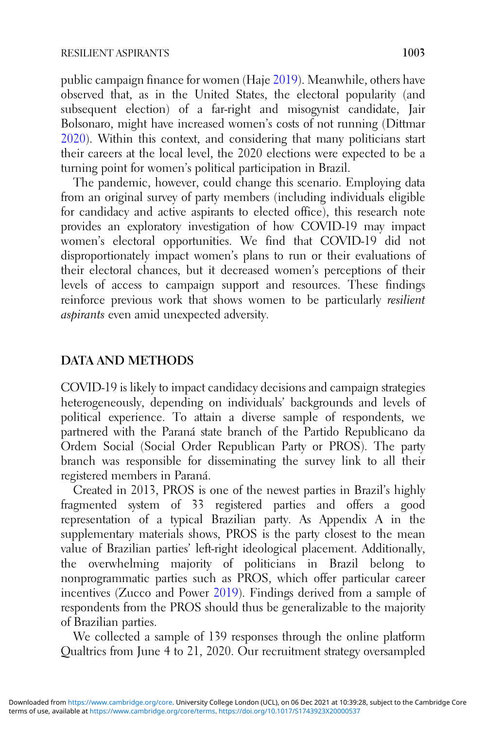public campaign finance for women (Haje 2019). Meanwhile, others have observed that, as in the United States, the electoral popularity (and subsequent election) of a far-right and misogynist candidate, Jair Bolsonaro, might have increased women's costs of not running (Dittmar 2020). Within this context, and considering that many politicians start their careers at the local level, the 2020 elections were expected to be a turning point for women's political participation in Brazil.

The pandemic, however, could change this scenario. Employing data from an original survey of party members (including individuals eligible for candidacy and active aspirants to elected office), this research note provides an exploratory investigation of how COVID-19 may impact women's electoral opportunities. We find that COVID-19 did not disproportionately impact women's plans to run or their evaluations of their electoral chances, but it decreased women's perceptions of their levels of access to campaign support and resources. These findings reinforce previous work that shows women to be particularly *resilient aspirants* even amid unexpected adversity.

## DATA AND METHODS

COVID-19 is likely to impact candidacy decisions and campaign strategies heterogeneously, depending on individuals' backgrounds and levels of political experience. To attain a diverse sample of respondents, we partnered with the Paraná state branch of the Partido Republicano da Ordem Social (Social Order Republican Party or PROS). The party branch was responsible for disseminating the survey link to all their registered members in Paraná.

Created in 2013, PROS is one of the newest parties in Brazil's highly fragmented system of 33 registered parties and offers a good representation of a typical Brazilian party. As Appendix A in the supplementary materials shows, PROS is the party closest to the mean value of Brazilian parties' left-right ideological placement. Additionally, the overwhelming majority of politicians in Brazil belong to nonprogrammatic parties such as PROS, which offer particular career incentives (Zucco and Power 2019). Findings derived from a sample of respondents from the PROS should thus be generalizable to the majority of Brazilian parties.

We collected a sample of 139 responses through the online platform Qualtrics from June 4 to 21, 2020. Our recruitment strategy oversampled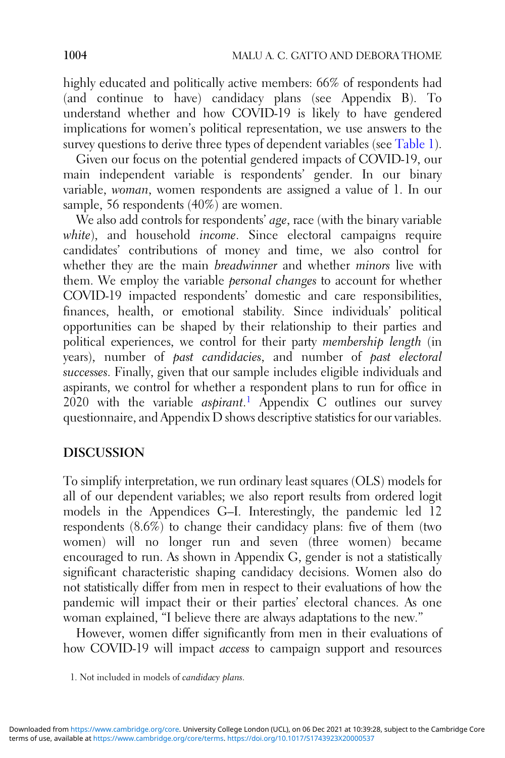highly educated and politically active members: 66% of respondents had (and continue to have) candidacy plans (see Appendix B). To understand whether and how COVID-19 is likely to have gendered implications for women's political representation, we use answers to the survey questions to derive three types of dependent variables (see Table 1).

Given our focus on the potential gendered impacts of COVID-19, our main independent variable is respondents' gender. In our binary variable, *woman*, women respondents are assigned a value of 1. In our sample, 56 respondents (40%) are women.

We also add controls for respondents' *age*, race (with the binary variable *white*), and household *income*. Since electoral campaigns require candidates' contributions of money and time, we also control for whether they are the main *breadwinner* and whether *minors* live with them. We employ the variable *personal changes* to account for whether COVID-19 impacted respondents' domestic and care responsibilities, finances, health, or emotional stability. Since individuals' political opportunities can be shaped by their relationship to their parties and political experiences, we control for their party *membership length* (in years), number of *past candidacies*, and number of *past electoral successes*. Finally, given that our sample includes eligible individuals and aspirants, we control for whether a respondent plans to run for office in 2020 with the variable *aspirant*.[1] Appendix C outlines our survey questionnaire, and Appendix D shows descriptive statistics for our variables.

## DISCUSSION

To simplify interpretation, we run ordinary least squares (OLS) models for all of our dependent variables; we also report results from ordered logit models in the Appendices G–I. Interestingly, the pandemic led 12 respondents (8.6%) to change their candidacy plans: five of them (two women) will no longer run and seven (three women) became encouraged to run. As shown in Appendix G, gender is not a statistically significant characteristic shaping candidacy decisions. Women also do not statistically differ from men in respect to their evaluations of how the pandemic will impact their or their parties' electoral chances. As one woman explained, "I believe there are always adaptations to the new."

However, women differ significantly from men in their evaluations of how COVID-19 will impact *access* to campaign support and resources

1. Not included in models of *candidacy plans*.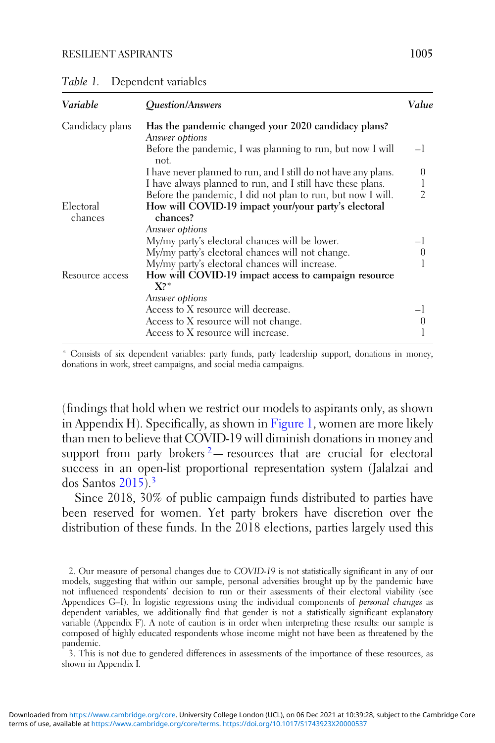*Table 1.* Dependent variables

| *Variable* | *Question/Answers* | *Value* |
|---|---|---|
| Candidacy plans | **Has the pandemic changed your 2020 candidacy plans?** | |
| | *Answer options* | |
| | Before the pandemic, I was planning to run, but now I will not. | −1 |
| | I have never planned to run, and I still do not have any plans. | 0 |
| | I have always planned to run, and I still have these plans. | 1 |
| | Before the pandemic, I did not plan to run, but now I will. | 2 |
| Electoral chances | **How will COVID-19 impact your/your party's electoral chances?** | |
| | *Answer options* | |
| | My/my party's electoral chances will be lower. | −1 |
| | My/my party's electoral chances will not change. | 0 |
| | My/my party's electoral chances will increase. | 1 |
| Resource access | **How will COVID-19 impact access to campaign resource X?*** | |
| | *Answer options* | |
| | Access to X resource will decrease. | −1 |
| | Access to X resource will not change. | 0 |
| | Access to X resource will increase. | 1 |

\* Consists of six dependent variables: party funds, party leadership support, donations in money, donations in work, street campaigns, and social media campaigns.

(findings that hold when we restrict our models to aspirants only, as shown in Appendix H). Specifically, as shown in Figure 1, women are more likely than men to believe that COVID-19 will diminish donations in money and support from party brokers[2]— resources that are crucial for electoral success in an open-list proportional representation system (Jalalzai and dos Santos 2015).[3]

Since 2018, 30% of public campaign funds distributed to parties have been reserved for women. Yet party brokers have discretion over the distribution of these funds. In the 2018 elections, parties largely used this

2. Our measure of personal changes due to *COVID-19* is not statistically significant in any of our models, suggesting that within our sample, personal adversities brought up by the pandemic have not influenced respondents' decision to run or their assessments of their electoral viability (see Appendices G–I). In logistic regressions using the individual components of *personal changes* as dependent variables, we additionally find that gender is not a statistically significant explanatory variable (Appendix F). A note of caution is in order when interpreting these results: our sample is composed of highly educated respondents whose income might not have been as threatened by the pandemic.

3. This is not due to gendered differences in assessments of the importance of these resources, as shown in Appendix I.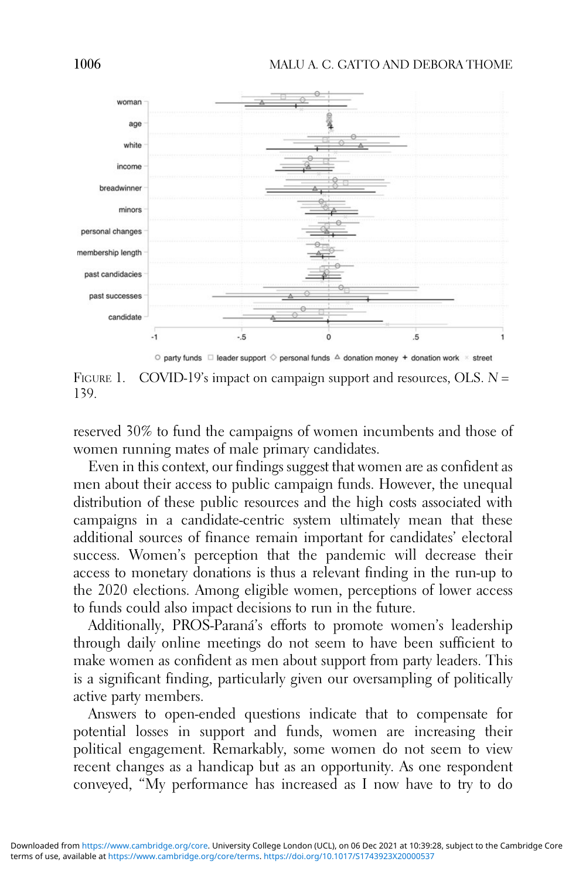FIGURE 1. COVID-19's impact on campaign support and resources, OLS. $N = 139$.

reserved 30% to fund the campaigns of women incumbents and those of women running mates of male primary candidates.

Even in this context, our findings suggest that women are as confident as men about their access to public campaign funds. However, the unequal distribution of these public resources and the high costs associated with campaigns in a candidate-centric system ultimately mean that these additional sources of finance remain important for candidates' electoral success. Women's perception that the pandemic will decrease their access to monetary donations is thus a relevant finding in the run-up to the 2020 elections. Among eligible women, perceptions of lower access to funds could also impact decisions to run in the future.

Additionally, PROS-Paraná's efforts to promote women's leadership through daily online meetings do not seem to have been sufficient to make women as confident as men about support from party leaders. This is a significant finding, particularly given our oversampling of politically active party members.

Answers to open-ended questions indicate that to compensate for potential losses in support and funds, women are increasing their political engagement. Remarkably, some women do not seem to view recent changes as a handicap but as an opportunity. As one respondent conveyed, "My performance has increased as I now have to try to do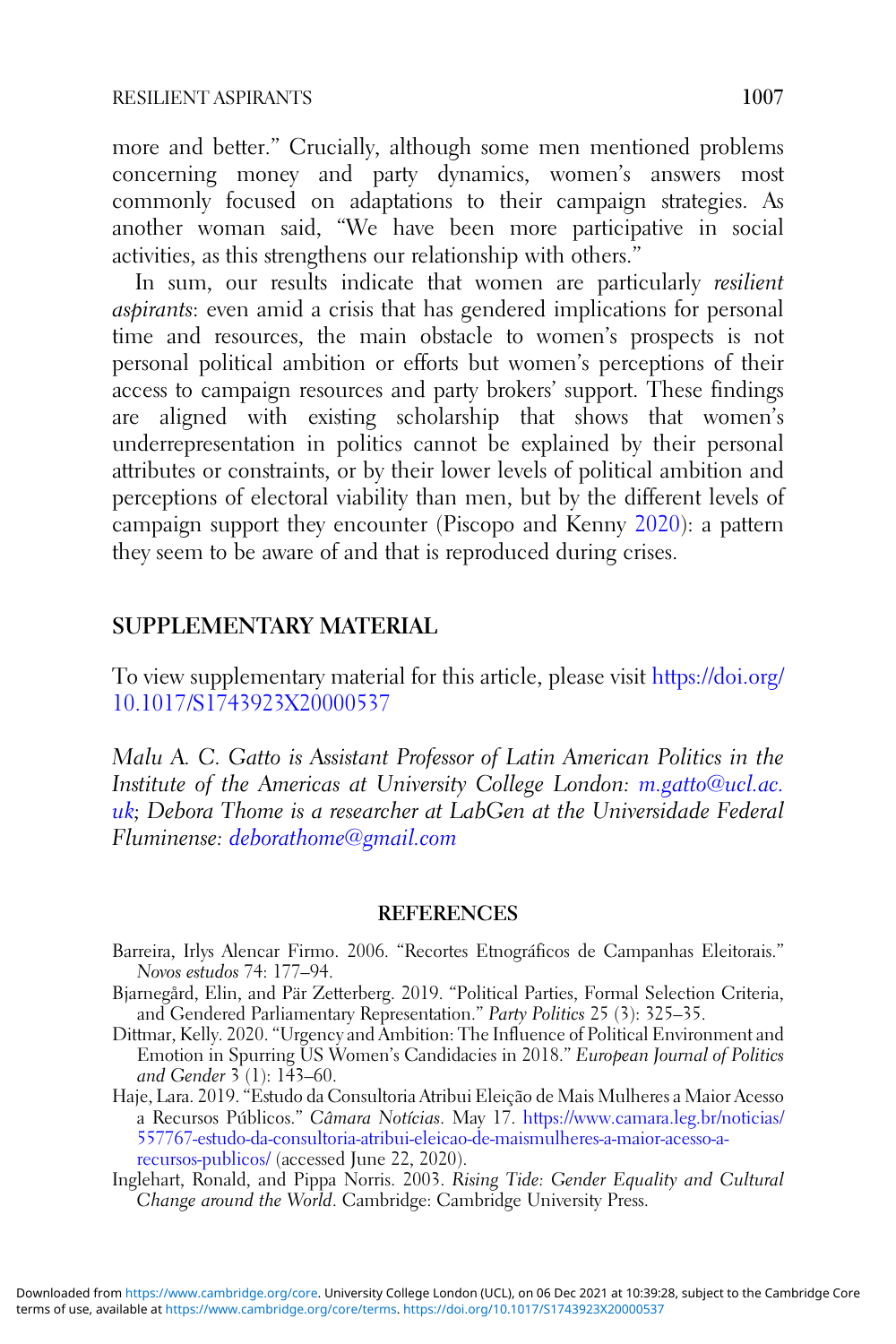more and better." Crucially, although some men mentioned problems concerning money and party dynamics, women's answers most commonly focused on adaptations to their campaign strategies. As another woman said, "We have been more participative in social activities, as this strengthens our relationship with others."

In sum, our results indicate that women are particularly *resilient aspirants*: even amid a crisis that has gendered implications for personal time and resources, the main obstacle to women's prospects is not personal political ambition or efforts but women's perceptions of their access to campaign resources and party brokers' support. These findings are aligned with existing scholarship that shows that women's underrepresentation in politics cannot be explained by their personal attributes or constraints, or by their lower levels of political ambition and perceptions of electoral viability than men, but by the different levels of campaign support they encounter (Piscopo and Kenny 2020): a pattern they seem to be aware of and that is reproduced during crises.

## SUPPLEMENTARY MATERIAL

To view supplementary material for this article, please visit https://doi.org/10.1017/S1743923X20000537

*Malu A. C. Gatto is Assistant Professor of Latin American Politics in the Institute of the Americas at University College London: m.gatto@ucl.ac.uk; Debora Thome is a researcher at LabGen at the Universidade Federal Fluminense: deborathome@gmail.com*

## REFERENCES

Barreira, Irlys Alencar Firmo. 2006. "Recortes Etnográficos de Campanhas Eleitorais." *Novos estudos* 74: 177–94.

Bjarnegård, Elin, and Pär Zetterberg. 2019. "Political Parties, Formal Selection Criteria, and Gendered Parliamentary Representation." *Party Politics* 25 (3): 325–35.

Dittmar, Kelly. 2020. "Urgency and Ambition: The Influence of Political Environment and Emotion in Spurring US Women's Candidacies in 2018." *European Journal of Politics and Gender* 3 (1): 143–60.

Haje, Lara. 2019. "Estudo da Consultoria Atribui Eleição de Mais Mulheres a Maior Acesso a Recursos Públicos." *Câmara Notícias*. May 17. https://www.camara.leg.br/noticias/557767-estudo-da-consultoria-atribui-eleicao-de-maismulheres-a-maior-acesso-a-recursos-publicos/ (accessed June 22, 2020).

Inglehart, Ronald, and Pippa Norris. 2003. *Rising Tide: Gender Equality and Cultural Change around the World*. Cambridge: Cambridge University Press.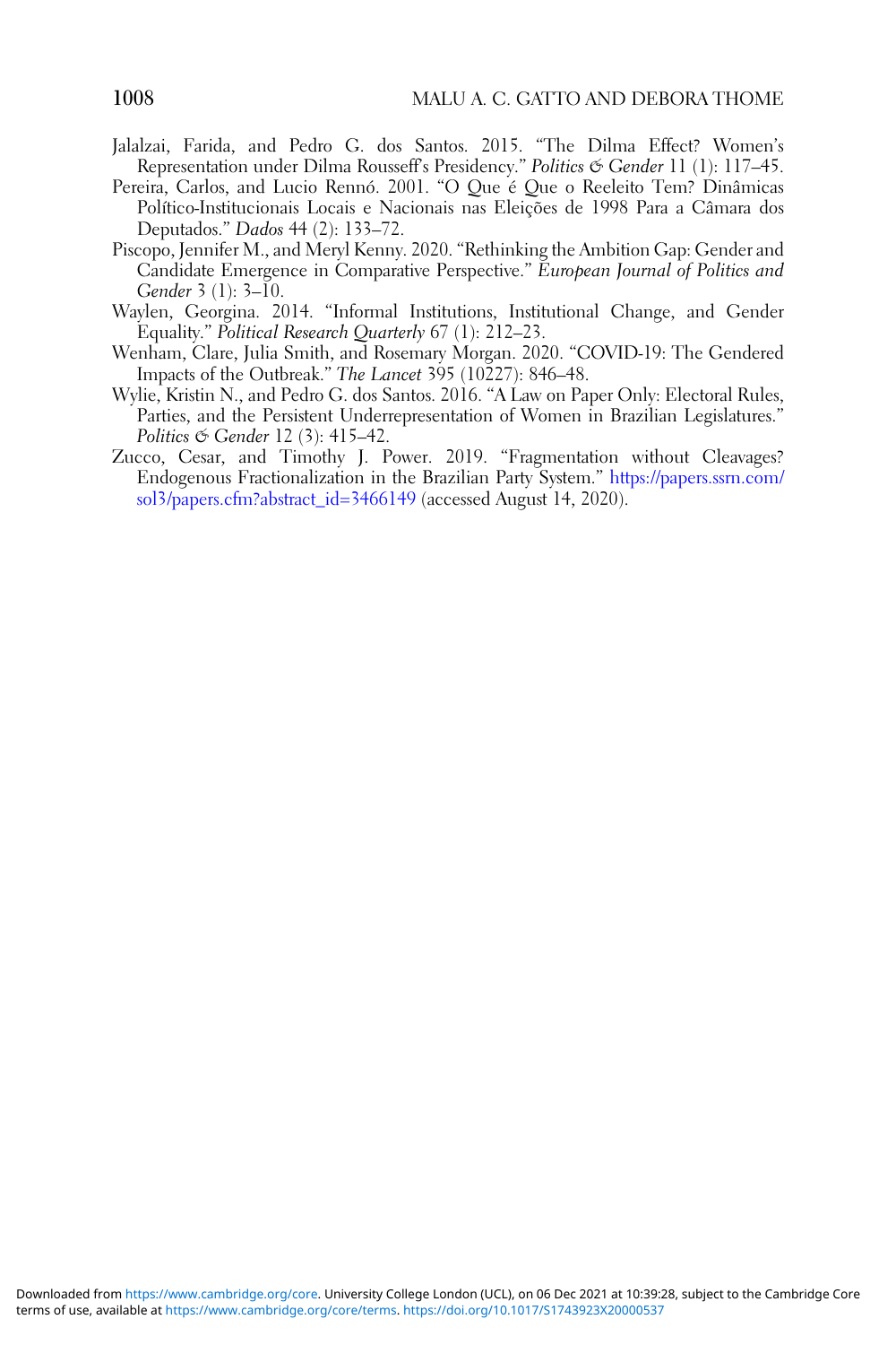Jalalzai, Farida, and Pedro G. dos Santos. 2015. "The Dilma Effect? Women's Representation under Dilma Rousseff's Presidency." *Politics & Gender* 11 (1): 117–45.

Pereira, Carlos, and Lucio Rennó. 2001. "O Que é Que o Reeleito Tem? Dinâmicas Político-Institucionais Locais e Nacionais nas Eleições de 1998 Para a Câmara dos Deputados." *Dados* 44 (2): 133–72.

Piscopo, Jennifer M., and Meryl Kenny. 2020. "Rethinking the Ambition Gap: Gender and Candidate Emergence in Comparative Perspective." *European Journal of Politics and Gender* 3 (1): 3–10.

Waylen, Georgina. 2014. "Informal Institutions, Institutional Change, and Gender Equality." *Political Research Quarterly* 67 (1): 212–23.

Wenham, Clare, Julia Smith, and Rosemary Morgan. 2020. "COVID-19: The Gendered Impacts of the Outbreak." *The Lancet* 395 (10227): 846–48.

Wylie, Kristin N., and Pedro G. dos Santos. 2016. "A Law on Paper Only: Electoral Rules, Parties, and the Persistent Underrepresentation of Women in Brazilian Legislatures." *Politics & Gender* 12 (3): 415–42.

Zucco, Cesar, and Timothy J. Power. 2019. "Fragmentation without Cleavages? Endogenous Fractionalization in the Brazilian Party System." https://papers.ssrn.com/sol3/papers.cfm?abstract_id=3466149 (accessed August 14, 2020).